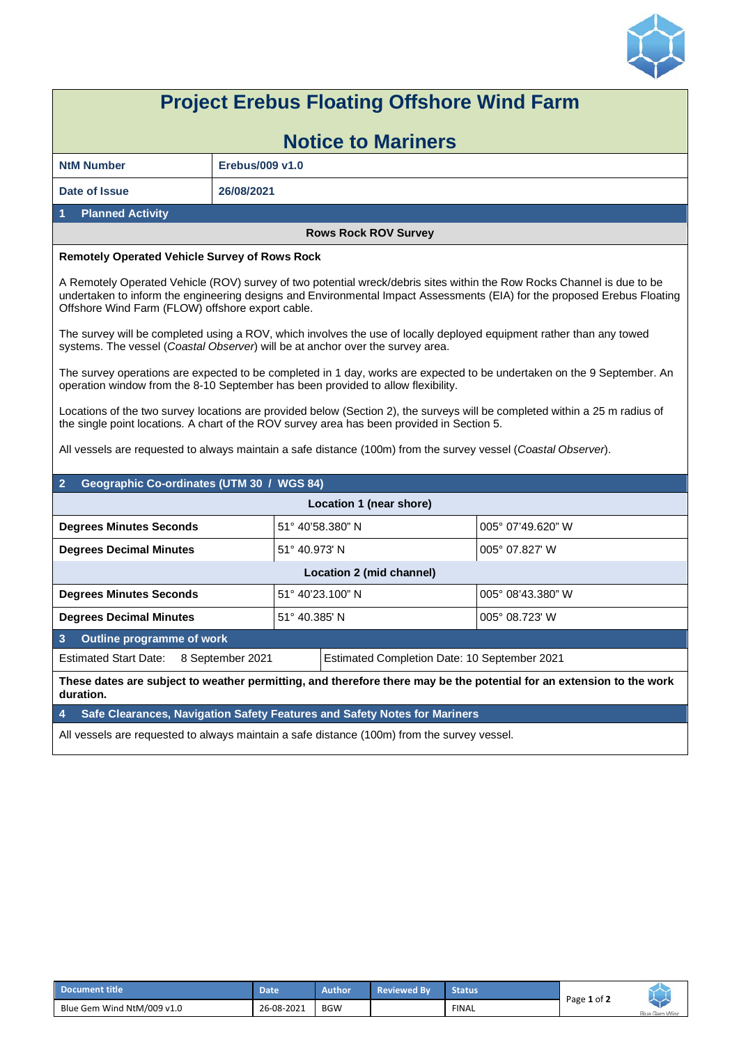# Project Erebus Floating Offshore Wind Farm

# Notice to Mariners

| | |
|---|---|
| **NtM Number** | **Erebus/009 v1.0** |
| **Date of Issue** | **26/08/2021** |

## 1 Planned Activity

**Rows Rock ROV Survey**

**Remotely Operated Vehicle Survey of Rows Rock**

A Remotely Operated Vehicle (ROV) survey of two potential wreck/debris sites within the Row Rocks Channel is due to be undertaken to inform the engineering designs and Environmental Impact Assessments (EIA) for the proposed Erebus Floating Offshore Wind Farm (FLOW) offshore export cable.

The survey will be completed using a ROV, which involves the use of locally deployed equipment rather than any towed systems. The vessel (*Coastal Observer*) will be at anchor over the survey area.

The survey operations are expected to be completed in 1 day, works are expected to be undertaken on the 9 September. An operation window from the 8-10 September has been provided to allow flexibility.

Locations of the two survey locations are provided below (Section 2), the surveys will be completed within a 25 m radius of the single point locations. A chart of the ROV survey area has been provided in Section 5.

All vessels are requested to always maintain a safe distance (100m) from the survey vessel (*Coastal Observer*).

## 2 Geographic Co-ordinates (UTM 30 / WGS 84)

| Location 1 (near shore) | | |
|---|---|---|
| **Degrees Minutes Seconds** | 51° 40'58.380" N | 005° 07'49.620" W |
| **Degrees Decimal Minutes** | 51° 40.973' N | 005° 07.827' W |
| **Location 2 (mid channel)** | | |
| **Degrees Minutes Seconds** | 51° 40'23.100" N | 005° 08'43.380" W |
| **Degrees Decimal Minutes** | 51° 40.385' N | 005° 08.723' W |

## 3 Outline programme of work

Estimated Start Date: 8 September 2021

Estimated Completion Date: 10 September 2021

**These dates are subject to weather permitting, and therefore there may be the potential for an extension to the work duration.**

## 4 Safe Clearances, Navigation Safety Features and Safety Notes for Mariners

All vessels are requested to always maintain a safe distance (100m) from the survey vessel.

| Document title | Date | Author | Reviewed By | Status |
|---|---|---|---|---|
| Blue Gem Wind NtM/009 v1.0 | 26-08-2021 | BGW | | FINAL |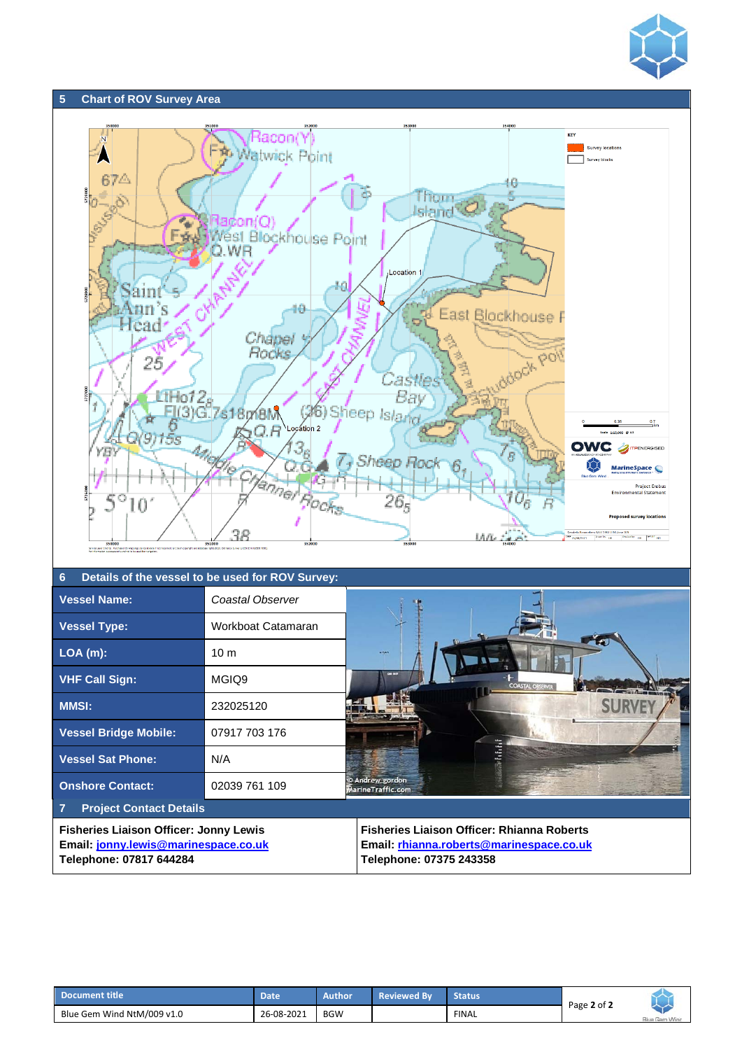## 5 Chart of ROV Survey Area

KEY

Survey locations

Survey blocks

Location 1

Location 2

Project Erebus
Environmental Statement

Proposed survey locations

## 6 Details of the vessel to be used for ROV Survey:

| | |
|---|---|
| **Vessel Name:** | *Coastal Observer* |
| **Vessel Type:** | Workboat Catamaran |
| **LOA (m):** | 10 m |
| **VHF Call Sign:** | MGIQ9 |
| **MMSI:** | 232025120 |
| **Vessel Bridge Mobile:** | 07917 703 176 |
| **Vessel Sat Phone:** | N/A |
| **Onshore Contact:** | 02039 761 109 |

© Andrew gordon
MarineTraffic.com

## 7 Project Contact Details

| | |
|---|---|
| **Fisheries Liaison Officer: Jonny Lewis**<br>**Email: jonny.lewis@marinespace.co.uk**<br>**Telephone: 07817 644284** | **Fisheries Liaison Officer: Rhianna Roberts**<br>**Email: rhianna.roberts@marinespace.co.uk**<br>**Telephone: 07375 243358** |

| Document title | Date | Author | Reviewed By | Status |
|---|---|---|---|---|
| Blue Gem Wind NtM/009 v1.0 | 26-08-2021 | BGW | | FINAL |